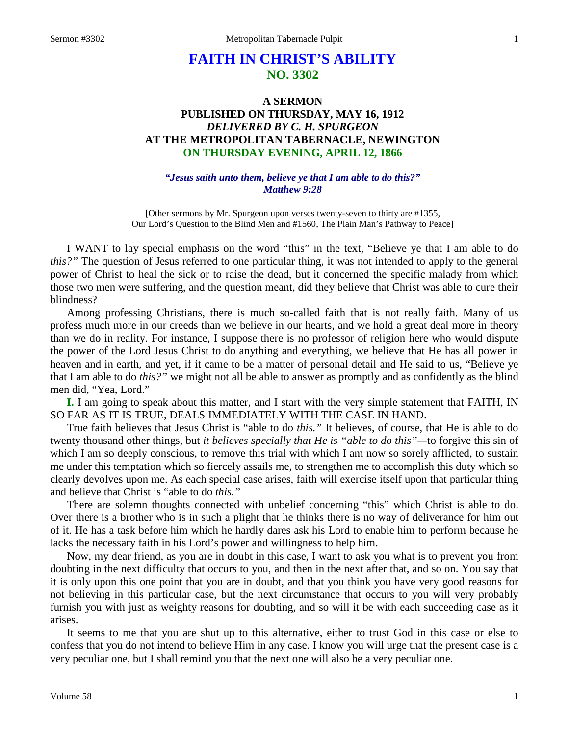# FAITH IN CHRIST'S ABILITY
## NO. 3302

### A SERMON
### PUBLISHED ON THURSDAY, MAY 16, 1912
### *DELIVERED BY C. H. SPURGEON*
### AT THE METROPOLITAN TABERNACLE, NEWINGTON
### ON THURSDAY EVENING, APRIL 12, 1866

***"Jesus saith unto them, believe ye that I am able to do this?"***
***Matthew 9:28***

[Other sermons by Mr. Spurgeon upon verses twenty-seven to thirty are #1355, Our Lord's Question to the Blind Men and #1560, The Plain Man's Pathway to Peace]

I WANT to lay special emphasis on the word "this" in the text, "Believe ye that I am able to do *this?"* The question of Jesus referred to one particular thing, it was not intended to apply to the general power of Christ to heal the sick or to raise the dead, but it concerned the specific malady from which those two men were suffering, and the question meant, did they believe that Christ was able to cure their blindness?

Among professing Christians, there is much so-called faith that is not really faith. Many of us profess much more in our creeds than we believe in our hearts, and we hold a great deal more in theory than we do in reality. For instance, I suppose there is no professor of religion here who would dispute the power of the Lord Jesus Christ to do anything and everything, we believe that He has all power in heaven and in earth, and yet, if it came to be a matter of personal detail and He said to us, "Believe ye that I am able to do *this?"* we might not all be able to answer as promptly and as confidently as the blind men did, "Yea, Lord."

**I.** I am going to speak about this matter, and I start with the very simple statement that FAITH, IN SO FAR AS IT IS TRUE, DEALS IMMEDIATELY WITH THE CASE IN HAND.

True faith believes that Jesus Christ is "able to do *this."* It believes, of course, that He is able to do twenty thousand other things, but *it believes specially that He is "able to do this"*—to forgive this sin of which I am so deeply conscious, to remove this trial with which I am now so sorely afflicted, to sustain me under this temptation which so fiercely assails me, to strengthen me to accomplish this duty which so clearly devolves upon me. As each special case arises, faith will exercise itself upon that particular thing and believe that Christ is "able to do *this."*

There are solemn thoughts connected with unbelief concerning "this" which Christ is able to do. Over there is a brother who is in such a plight that he thinks there is no way of deliverance for him out of it. He has a task before him which he hardly dares ask his Lord to enable him to perform because he lacks the necessary faith in his Lord's power and willingness to help him.

Now, my dear friend, as you are in doubt in this case, I want to ask you what is to prevent you from doubting in the next difficulty that occurs to you, and then in the next after that, and so on. You say that it is only upon this one point that you are in doubt, and that you think you have very good reasons for not believing in this particular case, but the next circumstance that occurs to you will very probably furnish you with just as weighty reasons for doubting, and so will it be with each succeeding case as it arises.

It seems to me that you are shut up to this alternative, either to trust God in this case or else to confess that you do not intend to believe Him in any case. I know you will urge that the present case is a very peculiar one, but I shall remind you that the next one will also be a very peculiar one.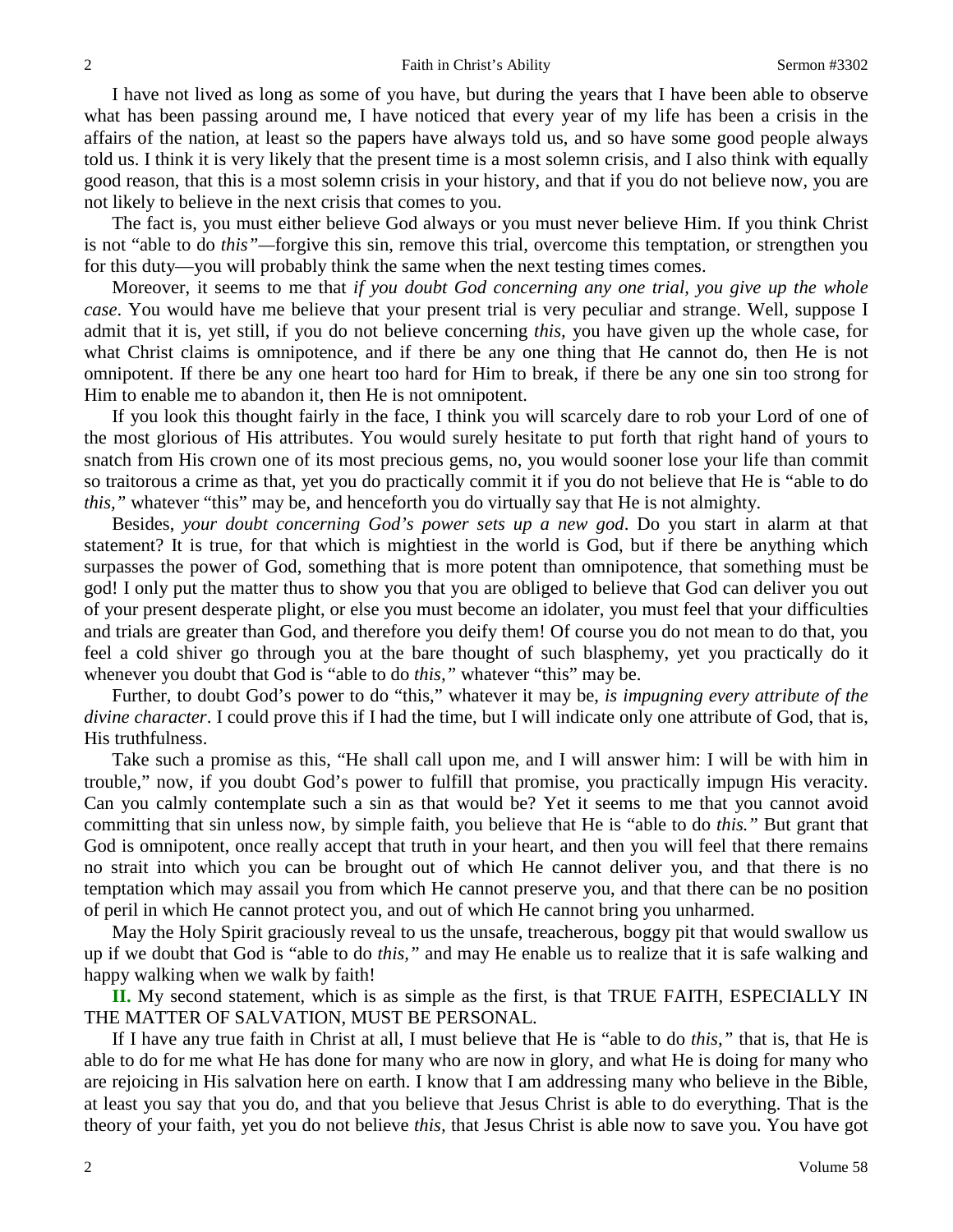I have not lived as long as some of you have, but during the years that I have been able to observe what has been passing around me, I have noticed that every year of my life has been a crisis in the affairs of the nation, at least so the papers have always told us, and so have some good people always told us. I think it is very likely that the present time is a most solemn crisis, and I also think with equally good reason, that this is a most solemn crisis in your history, and that if you do not believe now, you are not likely to believe in the next crisis that comes to you.

The fact is, you must either believe God always or you must never believe Him. If you think Christ is not "able to do *this"*—forgive this sin, remove this trial, overcome this temptation, or strengthen you for this duty—you will probably think the same when the next testing times comes.

Moreover, it seems to me that *if you doubt God concerning any one trial, you give up the whole case*. You would have me believe that your present trial is very peculiar and strange. Well, suppose I admit that it is, yet still, if you do not believe concerning *this,* you have given up the whole case, for what Christ claims is omnipotence, and if there be any one thing that He cannot do, then He is not omnipotent. If there be any one heart too hard for Him to break, if there be any one sin too strong for Him to enable me to abandon it, then He is not omnipotent.

If you look this thought fairly in the face, I think you will scarcely dare to rob your Lord of one of the most glorious of His attributes. You would surely hesitate to put forth that right hand of yours to snatch from His crown one of its most precious gems, no, you would sooner lose your life than commit so traitorous a crime as that, yet you do practically commit it if you do not believe that He is "able to do *this,"* whatever "this" may be, and henceforth you do virtually say that He is not almighty.

Besides, *your doubt concerning God's power sets up a new god*. Do you start in alarm at that statement? It is true, for that which is mightiest in the world is God, but if there be anything which surpasses the power of God, something that is more potent than omnipotence, that something must be god! I only put the matter thus to show you that you are obliged to believe that God can deliver you out of your present desperate plight, or else you must become an idolater, you must feel that your difficulties and trials are greater than God, and therefore you deify them! Of course you do not mean to do that, you feel a cold shiver go through you at the bare thought of such blasphemy, yet you practically do it whenever you doubt that God is "able to do *this,"* whatever "this" may be.

Further, to doubt God's power to do "this," whatever it may be, *is impugning every attribute of the divine character*. I could prove this if I had the time, but I will indicate only one attribute of God, that is, His truthfulness.

Take such a promise as this, "He shall call upon me, and I will answer him: I will be with him in trouble," now, if you doubt God's power to fulfill that promise, you practically impugn His veracity. Can you calmly contemplate such a sin as that would be? Yet it seems to me that you cannot avoid committing that sin unless now, by simple faith, you believe that He is "able to do *this."* But grant that God is omnipotent, once really accept that truth in your heart, and then you will feel that there remains no strait into which you can be brought out of which He cannot deliver you, and that there is no temptation which may assail you from which He cannot preserve you, and that there can be no position of peril in which He cannot protect you, and out of which He cannot bring you unharmed.

May the Holy Spirit graciously reveal to us the unsafe, treacherous, boggy pit that would swallow us up if we doubt that God is "able to do *this,"* and may He enable us to realize that it is safe walking and happy walking when we walk by faith!

**II.** My second statement, which is as simple as the first, is that TRUE FAITH, ESPECIALLY IN THE MATTER OF SALVATION, MUST BE PERSONAL.

If I have any true faith in Christ at all, I must believe that He is "able to do *this,"* that is, that He is able to do for me what He has done for many who are now in glory, and what He is doing for many who are rejoicing in His salvation here on earth. I know that I am addressing many who believe in the Bible, at least you say that you do, and that you believe that Jesus Christ is able to do everything. That is the theory of your faith, yet you do not believe *this,* that Jesus Christ is able now to save you. You have got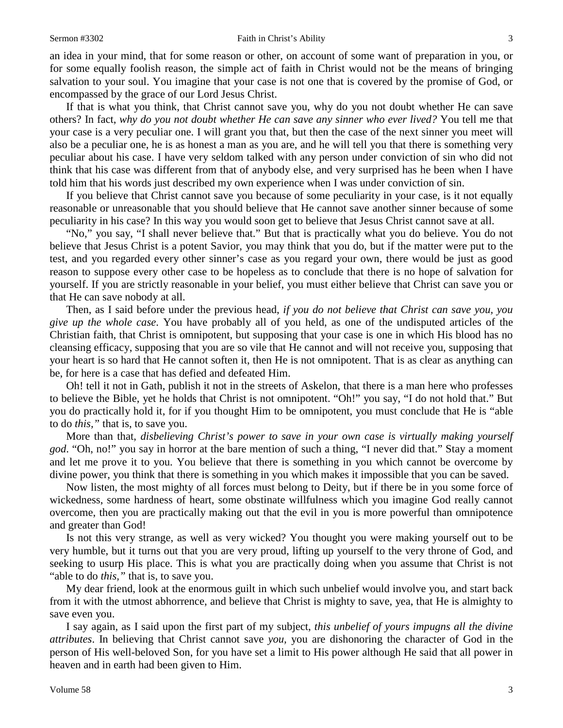an idea in your mind, that for some reason or other, on account of some want of preparation in you, or for some equally foolish reason, the simple act of faith in Christ would not be the means of bringing salvation to your soul. You imagine that your case is not one that is covered by the promise of God, or encompassed by the grace of our Lord Jesus Christ.

If that is what you think, that Christ cannot save you, why do you not doubt whether He can save others? In fact, *why do you not doubt whether He can save any sinner who ever lived?* You tell me that your case is a very peculiar one. I will grant you that, but then the case of the next sinner you meet will also be a peculiar one, he is as honest a man as you are, and he will tell you that there is something very peculiar about his case. I have very seldom talked with any person under conviction of sin who did not think that his case was different from that of anybody else, and very surprised has he been when I have told him that his words just described my own experience when I was under conviction of sin.

If you believe that Christ cannot save you because of some peculiarity in your case, is it not equally reasonable or unreasonable that you should believe that He cannot save another sinner because of some peculiarity in his case? In this way you would soon get to believe that Jesus Christ cannot save at all.

"No," you say, "I shall never believe that." But that is practically what you do believe. You do not believe that Jesus Christ is a potent Savior, you may think that you do, but if the matter were put to the test, and you regarded every other sinner's case as you regard your own, there would be just as good reason to suppose every other case to be hopeless as to conclude that there is no hope of salvation for yourself. If you are strictly reasonable in your belief, you must either believe that Christ can save you or that He can save nobody at all.

Then, as I said before under the previous head, *if you do not believe that Christ can save you, you give up the whole case*. You have probably all of you held, as one of the undisputed articles of the Christian faith, that Christ is omnipotent, but supposing that your case is one in which His blood has no cleansing efficacy, supposing that you are so vile that He cannot and will not receive you, supposing that your heart is so hard that He cannot soften it, then He is not omnipotent. That is as clear as anything can be, for here is a case that has defied and defeated Him.

Oh! tell it not in Gath, publish it not in the streets of Askelon, that there is a man here who professes to believe the Bible, yet he holds that Christ is not omnipotent. "Oh!" you say, "I do not hold that." But you do practically hold it, for if you thought Him to be omnipotent, you must conclude that He is "able to do *this,"* that is, to save you.

More than that, *disbelieving Christ's power to save in your own case is virtually making yourself god*. "Oh, no!" you say in horror at the bare mention of such a thing, "I never did that." Stay a moment and let me prove it to you. You believe that there is something in you which cannot be overcome by divine power, you think that there is something in you which makes it impossible that you can be saved.

Now listen, the most mighty of all forces must belong to Deity, but if there be in you some force of wickedness, some hardness of heart, some obstinate willfulness which you imagine God really cannot overcome, then you are practically making out that the evil in you is more powerful than omnipotence and greater than God!

Is not this very strange, as well as very wicked? You thought you were making yourself out to be very humble, but it turns out that you are very proud, lifting up yourself to the very throne of God, and seeking to usurp His place. This is what you are practically doing when you assume that Christ is not "able to do *this,"* that is, to save you.

My dear friend, look at the enormous guilt in which such unbelief would involve you, and start back from it with the utmost abhorrence, and believe that Christ is mighty to save, yea, that He is almighty to save even you.

I say again, as I said upon the first part of my subject, *this unbelief of yours impugns all the divine attributes*. In believing that Christ cannot save *you*, you are dishonoring the character of God in the person of His well-beloved Son, for you have set a limit to His power although He said that all power in heaven and in earth had been given to Him.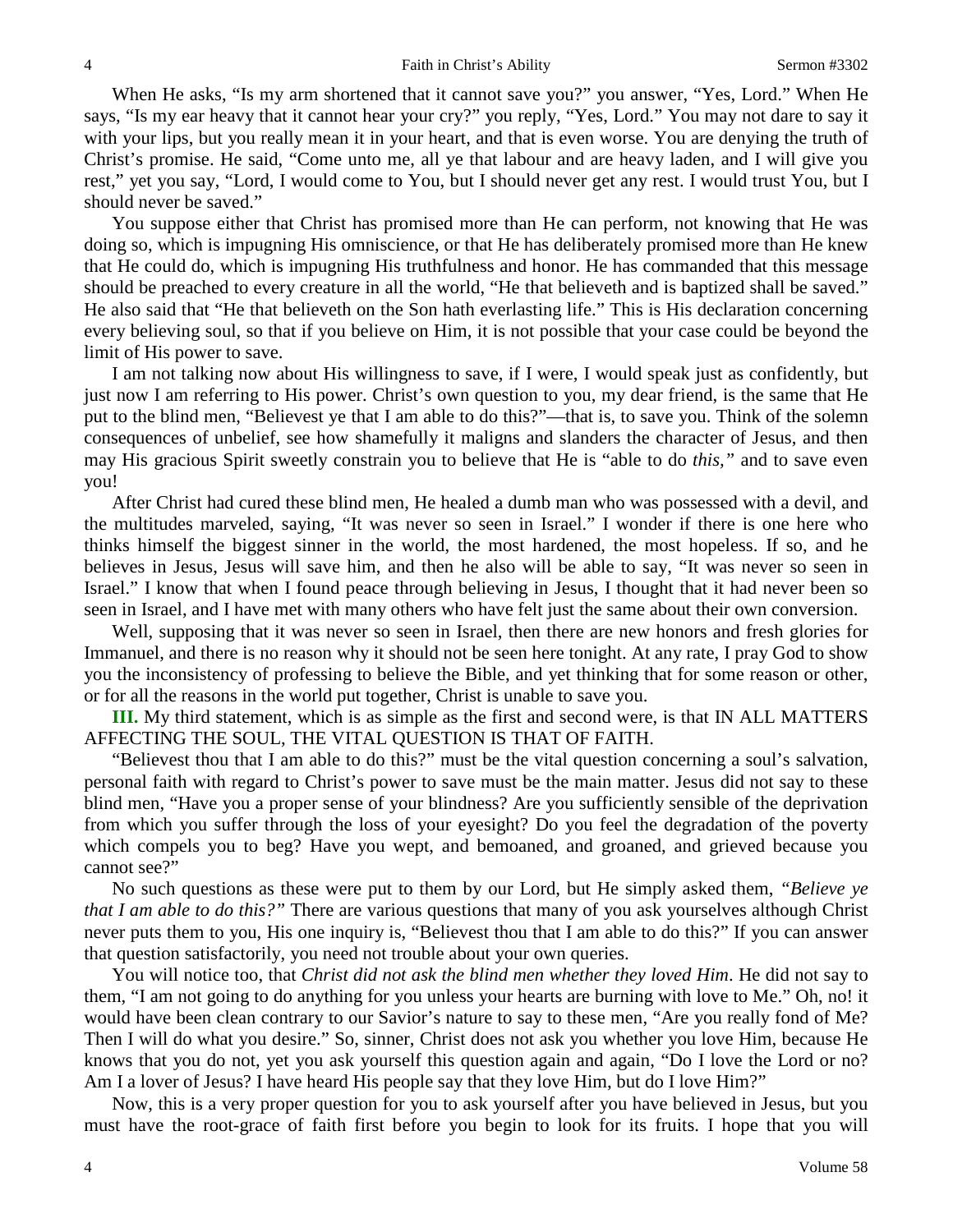When He asks, "Is my arm shortened that it cannot save you?" you answer, "Yes, Lord." When He says, "Is my ear heavy that it cannot hear your cry?" you reply, "Yes, Lord." You may not dare to say it with your lips, but you really mean it in your heart, and that is even worse. You are denying the truth of Christ's promise. He said, "Come unto me, all ye that labour and are heavy laden, and I will give you rest," yet you say, "Lord, I would come to You, but I should never get any rest. I would trust You, but I should never be saved."

You suppose either that Christ has promised more than He can perform, not knowing that He was doing so, which is impugning His omniscience, or that He has deliberately promised more than He knew that He could do, which is impugning His truthfulness and honor. He has commanded that this message should be preached to every creature in all the world, "He that believeth and is baptized shall be saved." He also said that "He that believeth on the Son hath everlasting life." This is His declaration concerning every believing soul, so that if you believe on Him, it is not possible that your case could be beyond the limit of His power to save.

I am not talking now about His willingness to save, if I were, I would speak just as confidently, but just now I am referring to His power. Christ's own question to you, my dear friend, is the same that He put to the blind men, "Believest ye that I am able to do this?"—that is, to save you. Think of the solemn consequences of unbelief, see how shamefully it maligns and slanders the character of Jesus, and then may His gracious Spirit sweetly constrain you to believe that He is "able to do *this,"* and to save even you!

After Christ had cured these blind men, He healed a dumb man who was possessed with a devil, and the multitudes marveled, saying, "It was never so seen in Israel." I wonder if there is one here who thinks himself the biggest sinner in the world, the most hardened, the most hopeless. If so, and he believes in Jesus, Jesus will save him, and then he also will be able to say, "It was never so seen in Israel." I know that when I found peace through believing in Jesus, I thought that it had never been so seen in Israel, and I have met with many others who have felt just the same about their own conversion.

Well, supposing that it was never so seen in Israel, then there are new honors and fresh glories for Immanuel, and there is no reason why it should not be seen here tonight. At any rate, I pray God to show you the inconsistency of professing to believe the Bible, and yet thinking that for some reason or other, or for all the reasons in the world put together, Christ is unable to save you.

**III.** My third statement, which is as simple as the first and second were, is that IN ALL MATTERS AFFECTING THE SOUL, THE VITAL QUESTION IS THAT OF FAITH.

"Believest thou that I am able to do this?" must be the vital question concerning a soul's salvation, personal faith with regard to Christ's power to save must be the main matter. Jesus did not say to these blind men, "Have you a proper sense of your blindness? Are you sufficiently sensible of the deprivation from which you suffer through the loss of your eyesight? Do you feel the degradation of the poverty which compels you to beg? Have you wept, and bemoaned, and groaned, and grieved because you cannot see?"

No such questions as these were put to them by our Lord, but He simply asked them, *"Believe ye that I am able to do this?"* There are various questions that many of you ask yourselves although Christ never puts them to you, His one inquiry is, "Believest thou that I am able to do this?" If you can answer that question satisfactorily, you need not trouble about your own queries.

You will notice too, that *Christ did not ask the blind men whether they loved Him*. He did not say to them, "I am not going to do anything for you unless your hearts are burning with love to Me." Oh, no! it would have been clean contrary to our Savior's nature to say to these men, "Are you really fond of Me? Then I will do what you desire." So, sinner, Christ does not ask you whether you love Him, because He knows that you do not, yet you ask yourself this question again and again, "Do I love the Lord or no? Am I a lover of Jesus? I have heard His people say that they love Him, but do I love Him?"

Now, this is a very proper question for you to ask yourself after you have believed in Jesus, but you must have the root-grace of faith first before you begin to look for its fruits. I hope that you will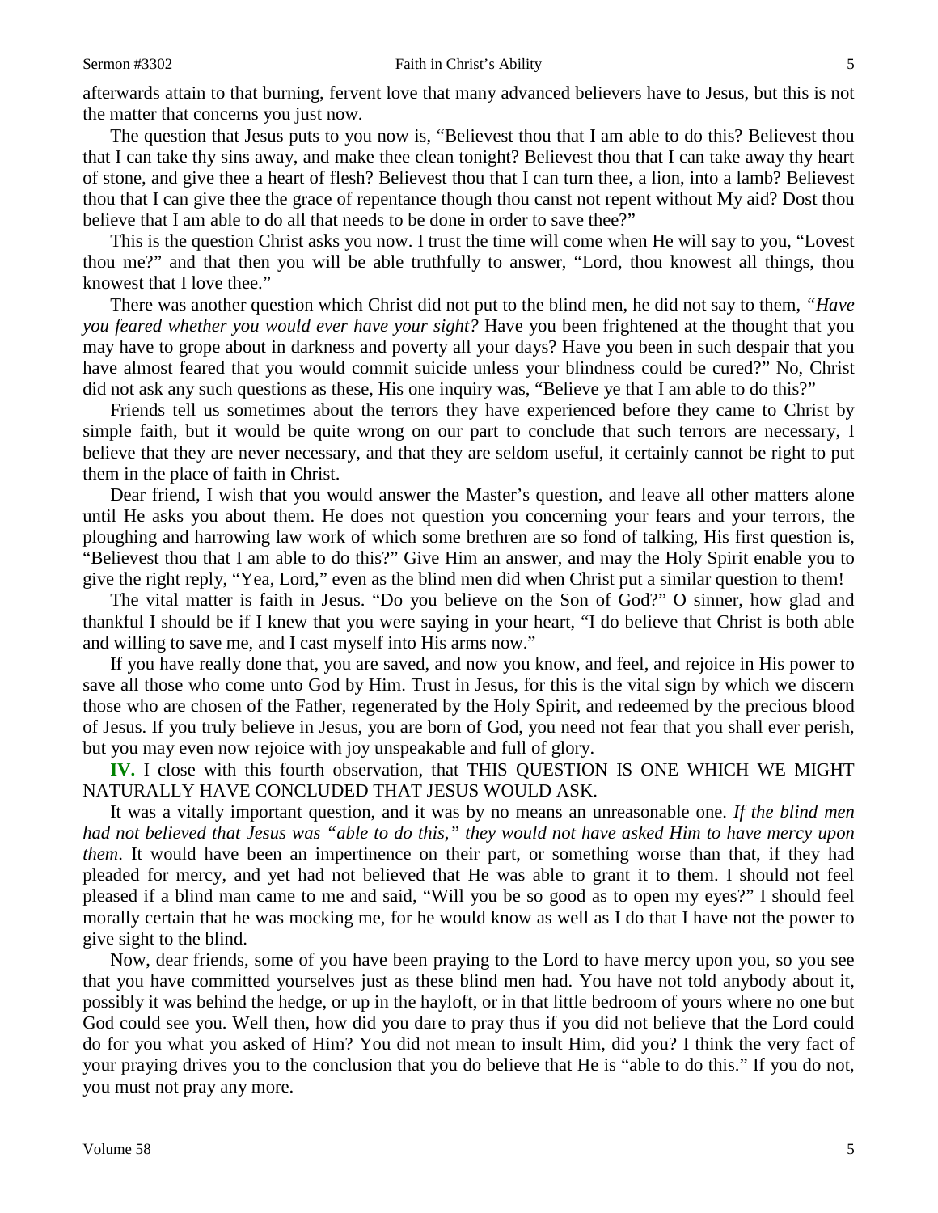afterwards attain to that burning, fervent love that many advanced believers have to Jesus, but this is not the matter that concerns you just now.

The question that Jesus puts to you now is, "Believest thou that I am able to do this? Believest thou that I can take thy sins away, and make thee clean tonight? Believest thou that I can take away thy heart of stone, and give thee a heart of flesh? Believest thou that I can turn thee, a lion, into a lamb? Believest thou that I can give thee the grace of repentance though thou canst not repent without My aid? Dost thou believe that I am able to do all that needs to be done in order to save thee?"

This is the question Christ asks you now. I trust the time will come when He will say to you, "Lovest thou me?" and that then you will be able truthfully to answer, "Lord, thou knowest all things, thou knowest that I love thee."

There was another question which Christ did not put to the blind men, he did not say to them, *"Have you feared whether you would ever have your sight?* Have you been frightened at the thought that you may have to grope about in darkness and poverty all your days? Have you been in such despair that you have almost feared that you would commit suicide unless your blindness could be cured?" No, Christ did not ask any such questions as these, His one inquiry was, "Believe ye that I am able to do this?"

Friends tell us sometimes about the terrors they have experienced before they came to Christ by simple faith, but it would be quite wrong on our part to conclude that such terrors are necessary, I believe that they are never necessary, and that they are seldom useful, it certainly cannot be right to put them in the place of faith in Christ.

Dear friend, I wish that you would answer the Master's question, and leave all other matters alone until He asks you about them. He does not question you concerning your fears and your terrors, the ploughing and harrowing law work of which some brethren are so fond of talking, His first question is, "Believest thou that I am able to do this?" Give Him an answer, and may the Holy Spirit enable you to give the right reply, "Yea, Lord," even as the blind men did when Christ put a similar question to them!

The vital matter is faith in Jesus. "Do you believe on the Son of God?" O sinner, how glad and thankful I should be if I knew that you were saying in your heart, "I do believe that Christ is both able and willing to save me, and I cast myself into His arms now."

If you have really done that, you are saved, and now you know, and feel, and rejoice in His power to save all those who come unto God by Him. Trust in Jesus, for this is the vital sign by which we discern those who are chosen of the Father, regenerated by the Holy Spirit, and redeemed by the precious blood of Jesus. If you truly believe in Jesus, you are born of God, you need not fear that you shall ever perish, but you may even now rejoice with joy unspeakable and full of glory.

**IV.** I close with this fourth observation, that THIS QUESTION IS ONE WHICH WE MIGHT NATURALLY HAVE CONCLUDED THAT JESUS WOULD ASK.

It was a vitally important question, and it was by no means an unreasonable one. *If the blind men had not believed that Jesus was "able to do this," they would not have asked Him to have mercy upon them*. It would have been an impertinence on their part, or something worse than that, if they had pleaded for mercy, and yet had not believed that He was able to grant it to them. I should not feel pleased if a blind man came to me and said, "Will you be so good as to open my eyes?" I should feel morally certain that he was mocking me, for he would know as well as I do that I have not the power to give sight to the blind.

Now, dear friends, some of you have been praying to the Lord to have mercy upon you, so you see that you have committed yourselves just as these blind men had. You have not told anybody about it, possibly it was behind the hedge, or up in the hayloft, or in that little bedroom of yours where no one but God could see you. Well then, how did you dare to pray thus if you did not believe that the Lord could do for you what you asked of Him? You did not mean to insult Him, did you? I think the very fact of your praying drives you to the conclusion that you do believe that He is "able to do this." If you do not, you must not pray any more.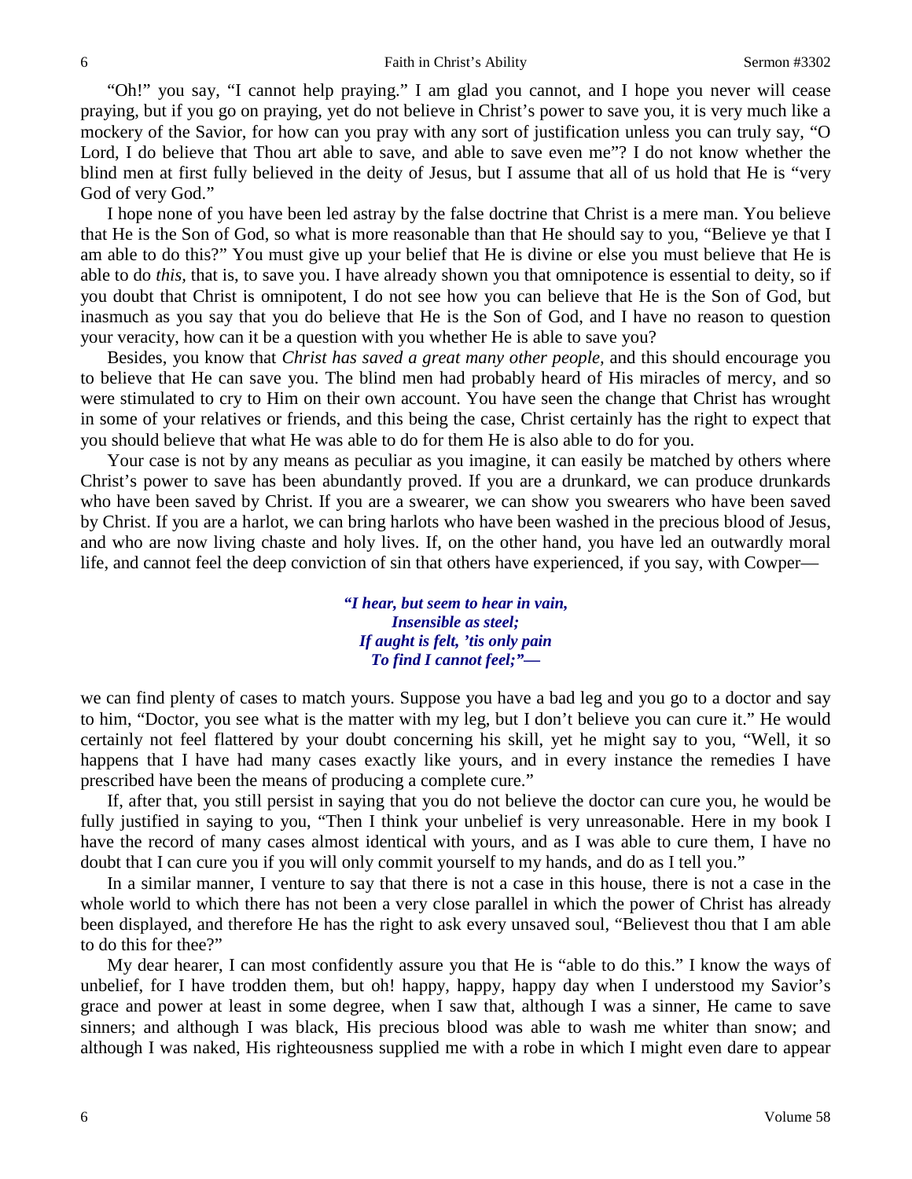"Oh!" you say, "I cannot help praying." I am glad you cannot, and I hope you never will cease praying, but if you go on praying, yet do not believe in Christ's power to save you, it is very much like a mockery of the Savior, for how can you pray with any sort of justification unless you can truly say, "O Lord, I do believe that Thou art able to save, and able to save even me"? I do not know whether the blind men at first fully believed in the deity of Jesus, but I assume that all of us hold that He is "very God of very God."

I hope none of you have been led astray by the false doctrine that Christ is a mere man. You believe that He is the Son of God, so what is more reasonable than that He should say to you, "Believe ye that I am able to do this?" You must give up your belief that He is divine or else you must believe that He is able to do *this*, that is, to save you. I have already shown you that omnipotence is essential to deity, so if you doubt that Christ is omnipotent, I do not see how you can believe that He is the Son of God, but inasmuch as you say that you do believe that He is the Son of God, and I have no reason to question your veracity, how can it be a question with you whether He is able to save you?

Besides, you know that *Christ has saved a great many other people,* and this should encourage you to believe that He can save you. The blind men had probably heard of His miracles of mercy, and so were stimulated to cry to Him on their own account. You have seen the change that Christ has wrought in some of your relatives or friends, and this being the case, Christ certainly has the right to expect that you should believe that what He was able to do for them He is also able to do for you.

Your case is not by any means as peculiar as you imagine, it can easily be matched by others where Christ's power to save has been abundantly proved. If you are a drunkard, we can produce drunkards who have been saved by Christ. If you are a swearer, we can show you swearers who have been saved by Christ. If you are a harlot, we can bring harlots who have been washed in the precious blood of Jesus, and who are now living chaste and holy lives. If, on the other hand, you have led an outwardly moral life, and cannot feel the deep conviction of sin that others have experienced, if you say, with Cowper—

> ***"I hear, but seem to hear in vain,***
> ***Insensible as steel;***
> ***If aught is felt, 'tis only pain***
> ***To find I cannot feel;"—***

we can find plenty of cases to match yours. Suppose you have a bad leg and you go to a doctor and say to him, "Doctor, you see what is the matter with my leg, but I don't believe you can cure it." He would certainly not feel flattered by your doubt concerning his skill, yet he might say to you, "Well, it so happens that I have had many cases exactly like yours, and in every instance the remedies I have prescribed have been the means of producing a complete cure."

If, after that, you still persist in saying that you do not believe the doctor can cure you, he would be fully justified in saying to you, "Then I think your unbelief is very unreasonable. Here in my book I have the record of many cases almost identical with yours, and as I was able to cure them, I have no doubt that I can cure you if you will only commit yourself to my hands, and do as I tell you."

In a similar manner, I venture to say that there is not a case in this house, there is not a case in the whole world to which there has not been a very close parallel in which the power of Christ has already been displayed, and therefore He has the right to ask every unsaved soul, "Believest thou that I am able to do this for thee?"

My dear hearer, I can most confidently assure you that He is "able to do this." I know the ways of unbelief, for I have trodden them, but oh! happy, happy, happy day when I understood my Savior's grace and power at least in some degree, when I saw that, although I was a sinner, He came to save sinners; and although I was black, His precious blood was able to wash me whiter than snow; and although I was naked, His righteousness supplied me with a robe in which I might even dare to appear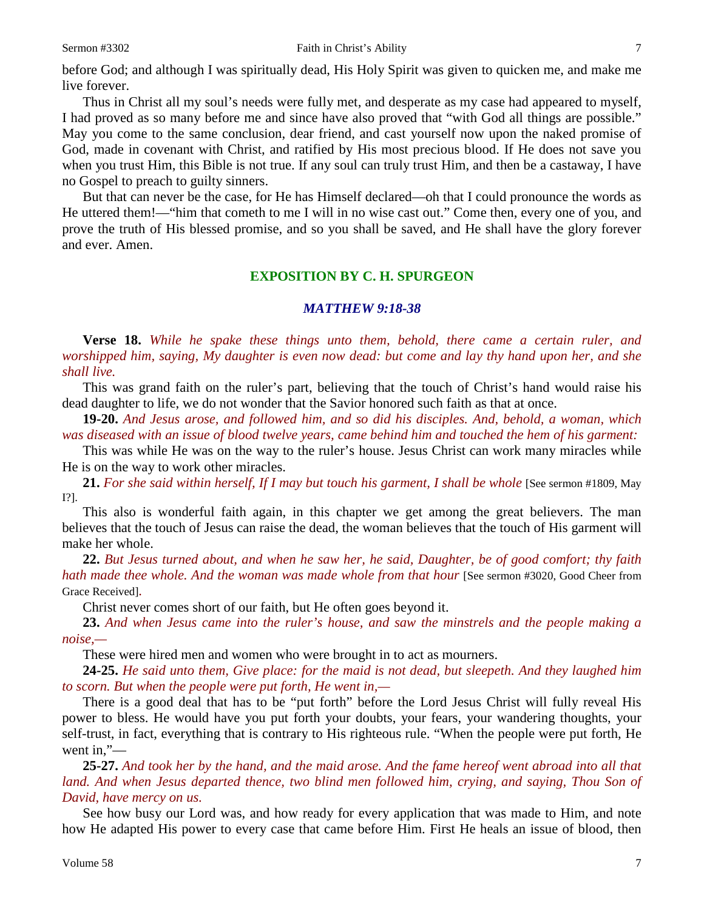before God; and although I was spiritually dead, His Holy Spirit was given to quicken me, and make me live forever.

Thus in Christ all my soul's needs were fully met, and desperate as my case had appeared to myself, I had proved as so many before me and since have also proved that "with God all things are possible." May you come to the same conclusion, dear friend, and cast yourself now upon the naked promise of God, made in covenant with Christ, and ratified by His most precious blood. If He does not save you when you trust Him, this Bible is not true. If any soul can truly trust Him, and then be a castaway, I have no Gospel to preach to guilty sinners.

But that can never be the case, for He has Himself declared—oh that I could pronounce the words as He uttered them!—"him that cometh to me I will in no wise cast out." Come then, every one of you, and prove the truth of His blessed promise, and so you shall be saved, and He shall have the glory forever and ever. Amen.

## EXPOSITION BY C. H. SPURGEON

### *MATTHEW 9:18-38*

**Verse 18.** *While he spake these things unto them, behold, there came a certain ruler, and worshipped him, saying, My daughter is even now dead: but come and lay thy hand upon her, and she shall live.*

This was grand faith on the ruler's part, believing that the touch of Christ's hand would raise his dead daughter to life, we do not wonder that the Savior honored such faith as that at once.

**19-20.** *And Jesus arose, and followed him, and so did his disciples. And, behold, a woman, which was diseased with an issue of blood twelve years, came behind him and touched the hem of his garment:*

This was while He was on the way to the ruler's house. Jesus Christ can work many miracles while He is on the way to work other miracles.

**21.** *For she said within herself, If I may but touch his garment, I shall be whole* [See sermon #1809, May I?].

This also is wonderful faith again, in this chapter we get among the great believers. The man believes that the touch of Jesus can raise the dead, the woman believes that the touch of His garment will make her whole.

**22.** *But Jesus turned about, and when he saw her, he said, Daughter, be of good comfort; thy faith hath made thee whole. And the woman was made whole from that hour* [See sermon #3020, Good Cheer from Grace Received].

Christ never comes short of our faith, but He often goes beyond it.

**23.** *And when Jesus came into the ruler's house, and saw the minstrels and the people making a noise,—*

These were hired men and women who were brought in to act as mourners.

**24-25.** *He said unto them, Give place: for the maid is not dead, but sleepeth. And they laughed him to scorn. But when the people were put forth, He went in,—*

There is a good deal that has to be "put forth" before the Lord Jesus Christ will fully reveal His power to bless. He would have you put forth your doubts, your fears, your wandering thoughts, your self-trust, in fact, everything that is contrary to His righteous rule. "When the people were put forth, He went in,"—

**25-27.** *And took her by the hand, and the maid arose. And the fame hereof went abroad into all that land. And when Jesus departed thence, two blind men followed him, crying, and saying, Thou Son of David, have mercy on us.*

See how busy our Lord was, and how ready for every application that was made to Him, and note how He adapted His power to every case that came before Him. First He heals an issue of blood, then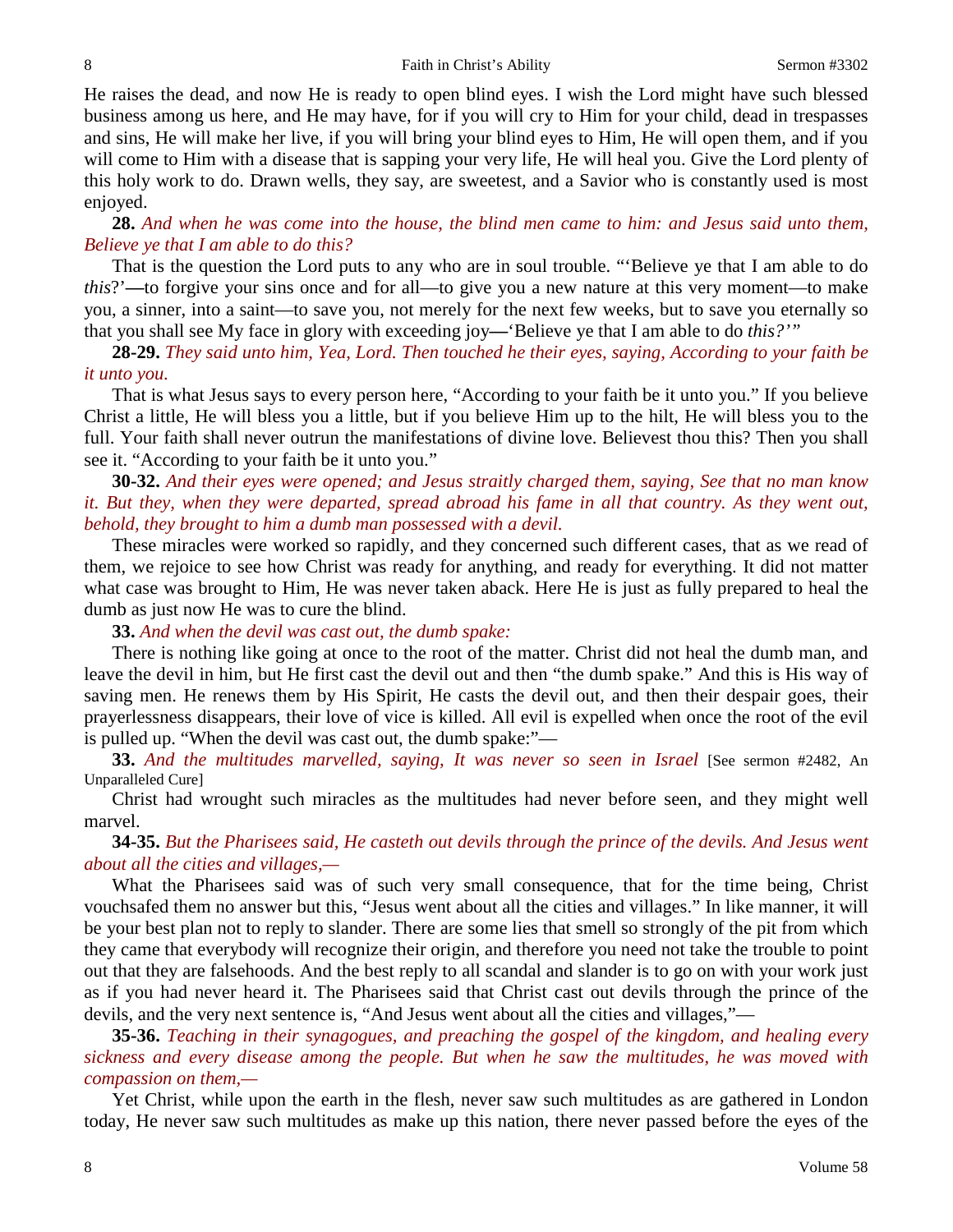He raises the dead, and now He is ready to open blind eyes. I wish the Lord might have such blessed business among us here, and He may have, for if you will cry to Him for your child, dead in trespasses and sins, He will make her live, if you will bring your blind eyes to Him, He will open them, and if you will come to Him with a disease that is sapping your very life, He will heal you. Give the Lord plenty of this holy work to do. Drawn wells, they say, are sweetest, and a Savior who is constantly used is most enjoyed.

**28.** *And when he was come into the house, the blind men came to him: and Jesus said unto them, Believe ye that I am able to do this?*

That is the question the Lord puts to any who are in soul trouble. "'Believe ye that I am able to do *this*?'**—**to forgive your sins once and for all—to give you a new nature at this very moment—to make you, a sinner, into a saint—to save you, not merely for the next few weeks, but to save you eternally so that you shall see My face in glory with exceeding joy**—**'Believe ye that I am able to do *this?'*"

**28-29.** *They said unto him, Yea, Lord. Then touched he their eyes, saying, According to your faith be it unto you.*

That is what Jesus says to every person here, "According to your faith be it unto you." If you believe Christ a little, He will bless you a little, but if you believe Him up to the hilt, He will bless you to the full. Your faith shall never outrun the manifestations of divine love. Believest thou this? Then you shall see it. "According to your faith be it unto you."

**30-32.** *And their eyes were opened; and Jesus straitly charged them, saying, See that no man know it. But they, when they were departed, spread abroad his fame in all that country. As they went out, behold, they brought to him a dumb man possessed with a devil.*

These miracles were worked so rapidly, and they concerned such different cases, that as we read of them, we rejoice to see how Christ was ready for anything, and ready for everything. It did not matter what case was brought to Him, He was never taken aback. Here He is just as fully prepared to heal the dumb as just now He was to cure the blind.

**33.** *And when the devil was cast out, the dumb spake:*

There is nothing like going at once to the root of the matter. Christ did not heal the dumb man, and leave the devil in him, but He first cast the devil out and then "the dumb spake." And this is His way of saving men. He renews them by His Spirit, He casts the devil out, and then their despair goes, their prayerlessness disappears, their love of vice is killed. All evil is expelled when once the root of the evil is pulled up. "When the devil was cast out, the dumb spake:"—

**33.** *And the multitudes marvelled, saying, It was never so seen in Israel* [See sermon #2482, An Unparalleled Cure]

Christ had wrought such miracles as the multitudes had never before seen, and they might well marvel.

**34-35.** *But the Pharisees said, He casteth out devils through the prince of the devils. And Jesus went about all the cities and villages,—*

What the Pharisees said was of such very small consequence, that for the time being, Christ vouchsafed them no answer but this, "Jesus went about all the cities and villages." In like manner, it will be your best plan not to reply to slander. There are some lies that smell so strongly of the pit from which they came that everybody will recognize their origin, and therefore you need not take the trouble to point out that they are falsehoods. And the best reply to all scandal and slander is to go on with your work just as if you had never heard it. The Pharisees said that Christ cast out devils through the prince of the devils, and the very next sentence is, "And Jesus went about all the cities and villages,"—

**35-36.** *Teaching in their synagogues, and preaching the gospel of the kingdom, and healing every sickness and every disease among the people. But when he saw the multitudes, he was moved with compassion on them,—*

Yet Christ, while upon the earth in the flesh, never saw such multitudes as are gathered in London today, He never saw such multitudes as make up this nation, there never passed before the eyes of the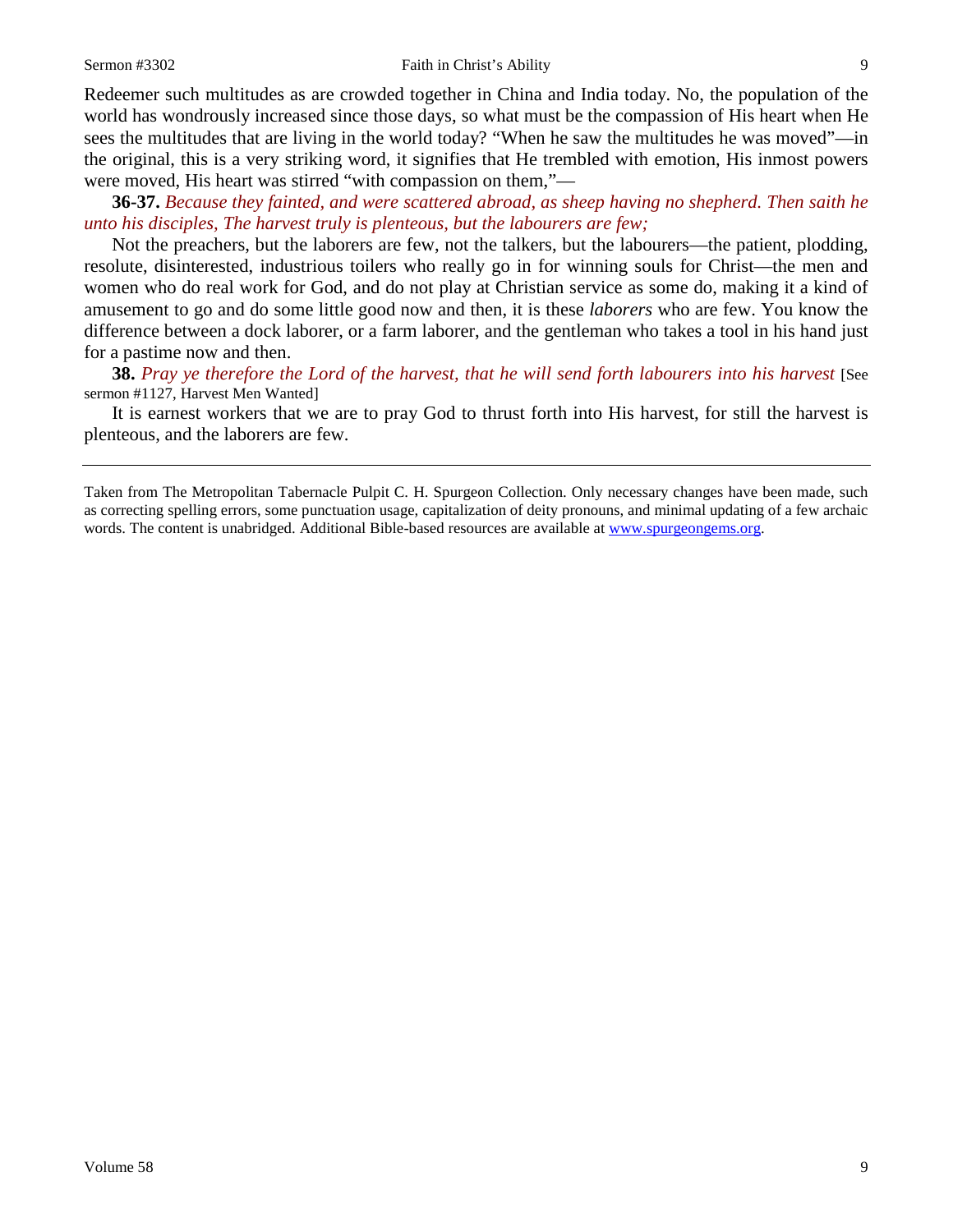Redeemer such multitudes as are crowded together in China and India today. No, the population of the world has wondrously increased since those days, so what must be the compassion of His heart when He sees the multitudes that are living in the world today? "When he saw the multitudes he was moved"—in the original, this is a very striking word, it signifies that He trembled with emotion, His inmost powers were moved, His heart was stirred "with compassion on them,"—

**36-37.** *Because they fainted, and were scattered abroad, as sheep having no shepherd. Then saith he unto his disciples, The harvest truly is plenteous, but the labourers are few;*

Not the preachers, but the laborers are few, not the talkers, but the labourers—the patient, plodding, resolute, disinterested, industrious toilers who really go in for winning souls for Christ—the men and women who do real work for God, and do not play at Christian service as some do, making it a kind of amusement to go and do some little good now and then, it is these *laborers* who are few. You know the difference between a dock laborer, or a farm laborer, and the gentleman who takes a tool in his hand just for a pastime now and then.

**38.** *Pray ye therefore the Lord of the harvest, that he will send forth labourers into his harvest* [See sermon #1127, Harvest Men Wanted]

It is earnest workers that we are to pray God to thrust forth into His harvest, for still the harvest is plenteous, and the laborers are few.

---

Taken from The Metropolitan Tabernacle Pulpit C. H. Spurgeon Collection. Only necessary changes have been made, such as correcting spelling errors, some punctuation usage, capitalization of deity pronouns, and minimal updating of a few archaic words. The content is unabridged. Additional Bible-based resources are available at www.spurgeongems.org.